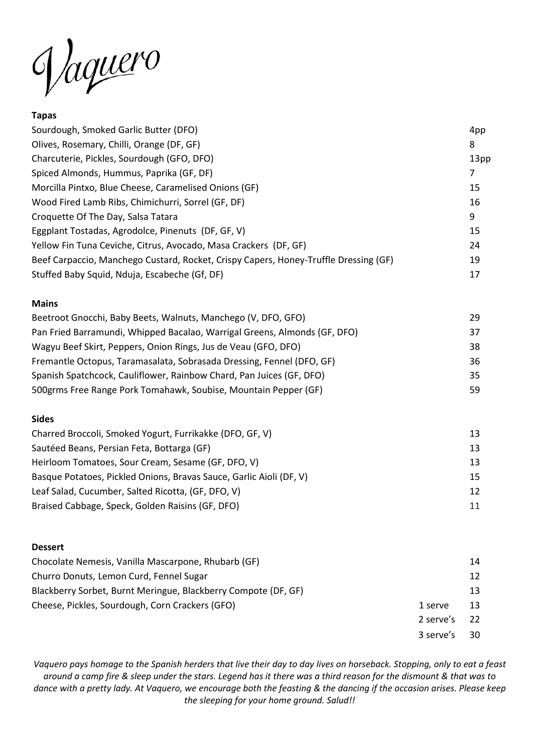# Vaquero

## Tapas

| Item | Price |
|---|---|
| Sourdough, Smoked Garlic Butter (DFO) | 4pp |
| Olives, Rosemary, Chilli, Orange (DF, GF) | 8 |
| Charcuterie, Pickles, Sourdough (GFO, DFO) | 13pp |
| Spiced Almonds, Hummus, Paprika (GF, DF) | 7 |
| Morcilla Pintxo, Blue Cheese, Caramelised Onions (GF) | 15 |
| Wood Fired Lamb Ribs, Chimichurri, Sorrel (GF, DF) | 16 |
| Croquette Of The Day, Salsa Tatara | 9 |
| Eggplant Tostadas, Agrodolce, Pinenuts (DF, GF, V) | 15 |
| Yellow Fin Tuna Ceviche, Citrus, Avocado, Masa Crackers (DF, GF) | 24 |
| Beef Carpaccio, Manchego Custard, Rocket, Crispy Capers, Honey-Truffle Dressing (GF) | 19 |
| Stuffed Baby Squid, Nduja, Escabeche (Gf, DF) | 17 |

## Mains

| Item | Price |
|---|---|
| Beetroot Gnocchi, Baby Beets, Walnuts, Manchego (V, DFO, GFO) | 29 |
| Pan Fried Barramundi, Whipped Bacalao, Warrigal Greens, Almonds (GF, DFO) | 37 |
| Wagyu Beef Skirt, Peppers, Onion Rings, Jus de Veau (GFO, DFO) | 38 |
| Fremantle Octopus, Taramasalata, Sobrasada Dressing, Fennel (DFO, GF) | 36 |
| Spanish Spatchcock, Cauliflower, Rainbow Chard, Pan Juices (GF, DFO) | 35 |
| 500grms Free Range Pork Tomahawk, Soubise, Mountain Pepper (GF) | 59 |

## Sides

| Item | Price |
|---|---|
| Charred Broccoli, Smoked Yogurt, Furrikakke (DFO, GF, V) | 13 |
| Sautéed Beans, Persian Feta, Bottarga (GF) | 13 |
| Heirloom Tomatoes, Sour Cream, Sesame (GF, DFO, V) | 13 |
| Basque Potatoes, Pickled Onions, Bravas Sauce, Garlic Aioli (DF, V) | 15 |
| Leaf Salad, Cucumber, Salted Ricotta, (GF, DFO, V) | 12 |
| Braised Cabbage, Speck, Golden Raisins (GF, DFO) | 11 |

## Dessert

| Item | | Price |
|---|---|---|
| Chocolate Nemesis, Vanilla Mascarpone, Rhubarb (GF) | | 14 |
| Churro Donuts, Lemon Curd, Fennel Sugar | | 12 |
| Blackberry Sorbet, Burnt Meringue, Blackberry Compote (DF, GF) | | 13 |
| Cheese, Pickles, Sourdough, Corn Crackers (GFO) | 1 serve | 13 |
| | 2 serve's | 22 |
| | 3 serve's | 30 |

*Vaquero pays homage to the Spanish herders that live their day to day lives on horseback. Stopping, only to eat a feast around a camp fire & sleep under the stars. Legend has it there was a third reason for the dismount & that was to dance with a pretty lady. At Vaquero, we encourage both the feasting & the dancing if the occasion arises. Please keep the sleeping for your home ground. Salud!!*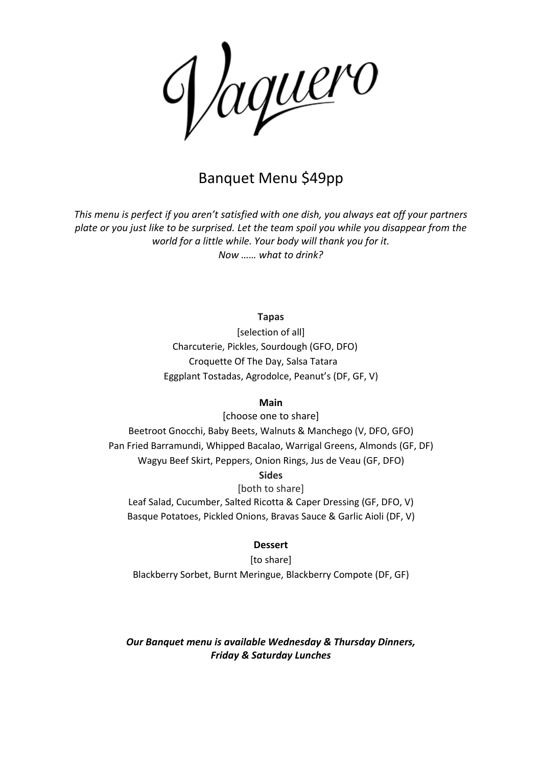# Vaquero

## Banquet Menu $49pp

*This menu is perfect if you aren't satisfied with one dish, you always eat off your partners plate or you just like to be surprised. Let the team spoil you while you disappear from the world for a little while. Your body will thank you for it.*
*Now …… what to drink?*

**Tapas**

[selection of all]

Charcuterie, Pickles, Sourdough (GFO, DFO)

Croquette Of The Day, Salsa Tatara

Eggplant Tostadas, Agrodolce, Peanut's (DF, GF, V)

**Main**

[choose one to share]

Beetroot Gnocchi, Baby Beets, Walnuts & Manchego (V, DFO, GFO)

Pan Fried Barramundi, Whipped Bacalao, Warrigal Greens, Almonds (GF, DF)

Wagyu Beef Skirt, Peppers, Onion Rings, Jus de Veau (GF, DFO)

**Sides**

[both to share]

Leaf Salad, Cucumber, Salted Ricotta & Caper Dressing (GF, DFO, V)

Basque Potatoes, Pickled Onions, Bravas Sauce & Garlic Aioli (DF, V)

**Dessert**

[to share]

Blackberry Sorbet, Burnt Meringue, Blackberry Compote (DF, GF)

***Our Banquet menu is available Wednesday & Thursday Dinners, Friday & Saturday Lunches***